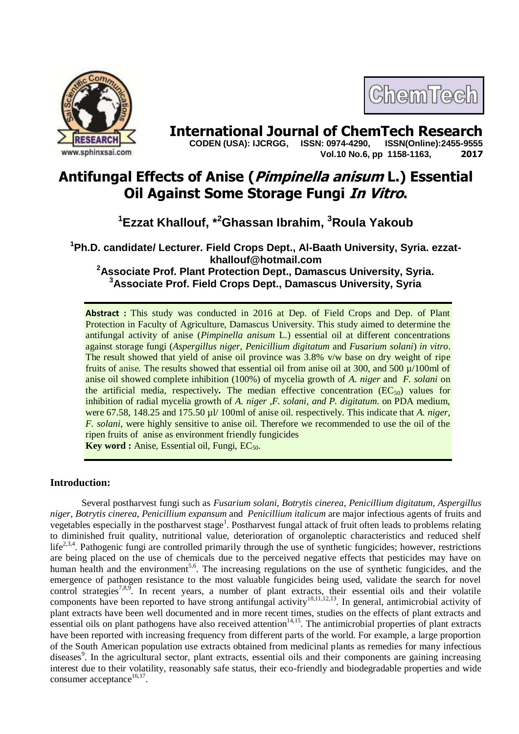# International Journal of ChemTech Research

**CODEN (USA): IJCRGG, ISSN: 0974-4290, ISSN(Online):2455-9555**
**Vol.10 No.6, pp 1158-1163, 2017**

# Antifungal Effects of Anise (*Pimpinella anisum* L.) Essential Oil Against Some Storage Fungi *In Vitro*.

**[1]Ezzat Khallouf, *[2]Ghassan Ibrahim, [3]Roula Yakoub**

**[1]Ph.D. candidate/ Lecturer. Field Crops Dept., Al-Baath University, Syria. ezzat-khallouf@hotmail.com**
**[2]Associate Prof. Plant Protection Dept., Damascus University, Syria.**
**[3]Associate Prof. Field Crops Dept., Damascus University, Syria**

**Abstract :** This study was conducted in 2016 at Dep. of Field Crops and Dep. of Plant Protection in Faculty of Agriculture, Damascus University. This study aimed to determine the antifungal activity of anise (*Pimpinella anisum* L.) essential oil at different concentrations against storage fungi (*Aspergillus niger, Penicillium digitatum* and *Fusarium solani*) *in vitro*. The result showed that yield of anise oil province was 3.8% v/w base on dry weight of ripe fruits of anise. The results showed that essential oil from anise oil at 300, and 500 µ/100ml of anise oil showed complete inhibition (100%) of mycelia growth of *A. niger* and *F. solani* on the artificial media, respectively**.** The median effective concentration ($EC_{50}$) values for inhibition of radial mycelia growth of *A. niger ,F. solani, and P. digitatum.* on PDA medium, were 67.58, 148.25 and 175.50 µl/ 100ml of anise oil. respectively. This indicate that *A. niger, F. solani,* were highly sensitive to anise oil. Therefore we recommended to use the oil of the ripen fruits of anise as environment friendly fungicides

**Key word :** Anise, Essential oil, Fungi, $EC_{50}$.

## Introduction:

Several postharvest fungi such as *Fusarium solani*, *Botrytis cinerea*, *Penicillium digitatum*, *Aspergillus niger, Botrytis cinerea*, *Penicillium expansum* and *Penicillium italicum* are major infectious agents of fruits and vegetables especially in the postharvest stage[1]. Postharvest fungal attack of fruit often leads to problems relating to diminished fruit quality, nutritional value, deterioration of organoleptic characteristics and reduced shelf life[2,3,4]. Pathogenic fungi are controlled primarily through the use of synthetic fungicides; however, restrictions are being placed on the use of chemicals due to the perceived negative effects that pesticides may have on human health and the environment[5,6]. The increasing regulations on the use of synthetic fungicides, and the emergence of pathogen resistance to the most valuable fungicides being used, validate the search for novel control strategies[7,8,9]. In recent years, a number of plant extracts, their essential oils and their volatile components have been reported to have strong antifungal activity[10,11,12,13]. In general, antimicrobial activity of plant extracts have been well documented and in more recent times, studies on the effects of plant extracts and essential oils on plant pathogens have also received attention[14,15]. The antimicrobial properties of plant extracts have been reported with increasing frequency from different parts of the world. For example, a large proportion of the South American population use extracts obtained from medicinal plants as remedies for many infectious diseases[9]. In the agricultural sector, plant extracts, essential oils and their components are gaining increasing interest due to their volatility, reasonably safe status, their eco-friendly and biodegradable properties and wide consumer acceptance[16,17].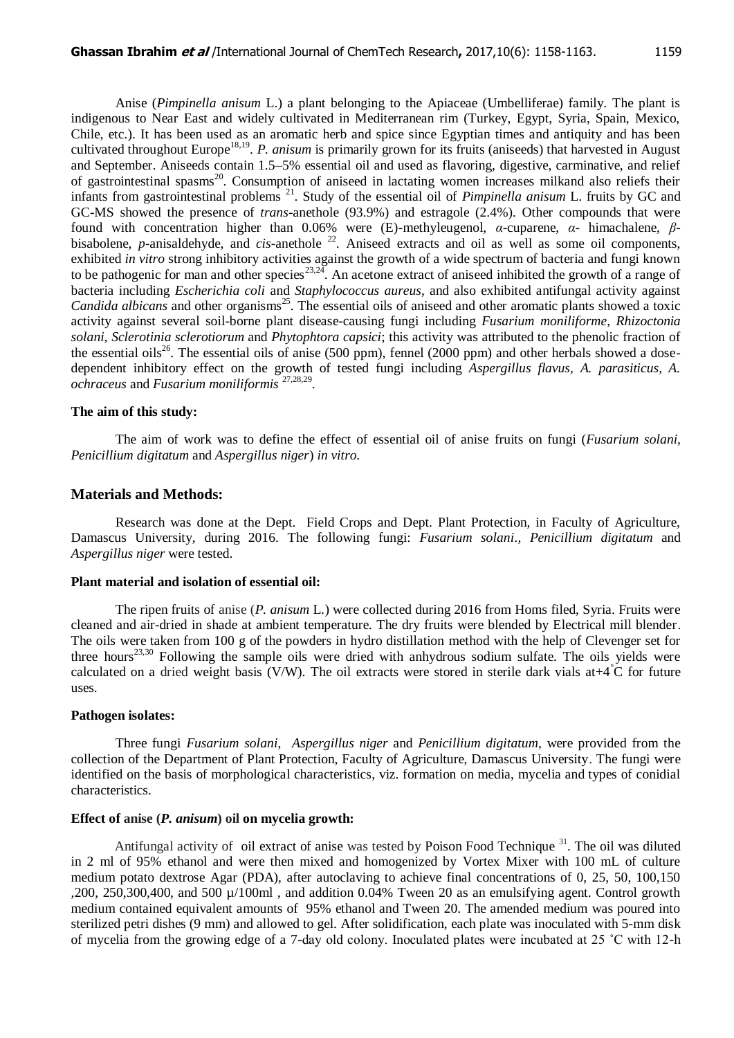Anise (*Pimpinella anisum* L.) a plant belonging to the Apiaceae (Umbelliferae) family. The plant is indigenous to Near East and widely cultivated in Mediterranean rim (Turkey, Egypt, Syria, Spain, Mexico, Chile, etc.). It has been used as an aromatic herb and spice since Egyptian times and antiquity and has been cultivated throughout Europe[18,19]. *P. anisum* is primarily grown for its fruits (aniseeds) that harvested in August and September. Aniseeds contain 1.5–5% essential oil and used as flavoring, digestive, carminative, and relief of gastrointestinal spasms[20]. Consumption of aniseed in lactating women increases milkand also reliefs their infants from gastrointestinal problems [21]. Study of the essential oil of *Pimpinella anisum* L. fruits by GC and GC-MS showed the presence of *trans*-anethole (93.9%) and estragole (2.4%). Other compounds that were found with concentration higher than 0.06% were (E)-methyleugenol, *α*-cuparene, *α*- himachalene, *β*-bisabolene, *p*-anisaldehyde, and *cis*-anethole [22]. Aniseed extracts and oil as well as some oil components, exhibited *in vitro* strong inhibitory activities against the growth of a wide spectrum of bacteria and fungi known to be pathogenic for man and other species[23,24]. An acetone extract of aniseed inhibited the growth of a range of bacteria including *Escherichia coli* and *Staphylococcus aureus*, and also exhibited antifungal activity against *Candida albicans* and other organisms[25]. The essential oils of aniseed and other aromatic plants showed a toxic activity against several soil-borne plant disease-causing fungi including *Fusarium moniliforme*, *Rhizoctonia solani*, *Sclerotinia sclerotiorum* and *Phytophtora capsici*; this activity was attributed to the phenolic fraction of the essential oils[26]. The essential oils of anise (500 ppm), fennel (2000 ppm) and other herbals showed a dose-dependent inhibitory effect on the growth of tested fungi including *Aspergillus flavus, A. parasiticus, A. ochraceus* and *Fusarium moniliformis* [27,28,29].

### The aim of this study:

The aim of work was to define the effect of essential oil of anise fruits on fungi (*Fusarium solani*, *Penicillium digitatum* and *Aspergillus niger*) *in vitro*.

## Materials and Methods:

Research was done at the Dept. Field Crops and Dept. Plant Protection, in Faculty of Agriculture, Damascus University, during 2016. The following fungi: *Fusarium solani., Penicillium digitatum* and *Aspergillus niger* were tested.

### Plant material and isolation of essential oil:

The ripen fruits of anise (*P. anisum* L.) were collected during 2016 from Homs filed, Syria. Fruits were cleaned and air-dried in shade at ambient temperature. The dry fruits were blended by Electrical mill blender. The oils were taken from 100 g of the powders in hydro distillation method with the help of Clevenger set for three hours[23,30] Following the sample oils were dried with anhydrous sodium sulfate. The oils yields were calculated on a dried weight basis (V/W). The oil extracts were stored in sterile dark vials at+4°C for future uses.

### Pathogen isolates:

Three fungi *Fusarium solani*, *Aspergillus niger* and *Penicillium digitatum*, were provided from the collection of the Department of Plant Protection, Faculty of Agriculture, Damascus University. The fungi were identified on the basis of morphological characteristics, viz. formation on media, mycelia and types of conidial characteristics.

### Effect of anise (*P. anisum*) oil on mycelia growth:

Antifungal activity of oil extract of anise was tested by Poison Food Technique [31]. The oil was diluted in 2 ml of 95% ethanol and were then mixed and homogenized by Vortex Mixer with 100 mL of culture medium potato dextrose Agar (PDA), after autoclaving to achieve final concentrations of 0, 25, 50, 100,150 ,200, 250,300,400, and 500 µ/100ml , and addition 0.04% Tween 20 as an emulsifying agent. Control growth medium contained equivalent amounts of 95% ethanol and Tween 20. The amended medium was poured into sterilized petri dishes (9 mm) and allowed to gel. After solidification, each plate was inoculated with 5-mm disk of mycelia from the growing edge of a 7-day old colony. Inoculated plates were incubated at 25 ˚C with 12-h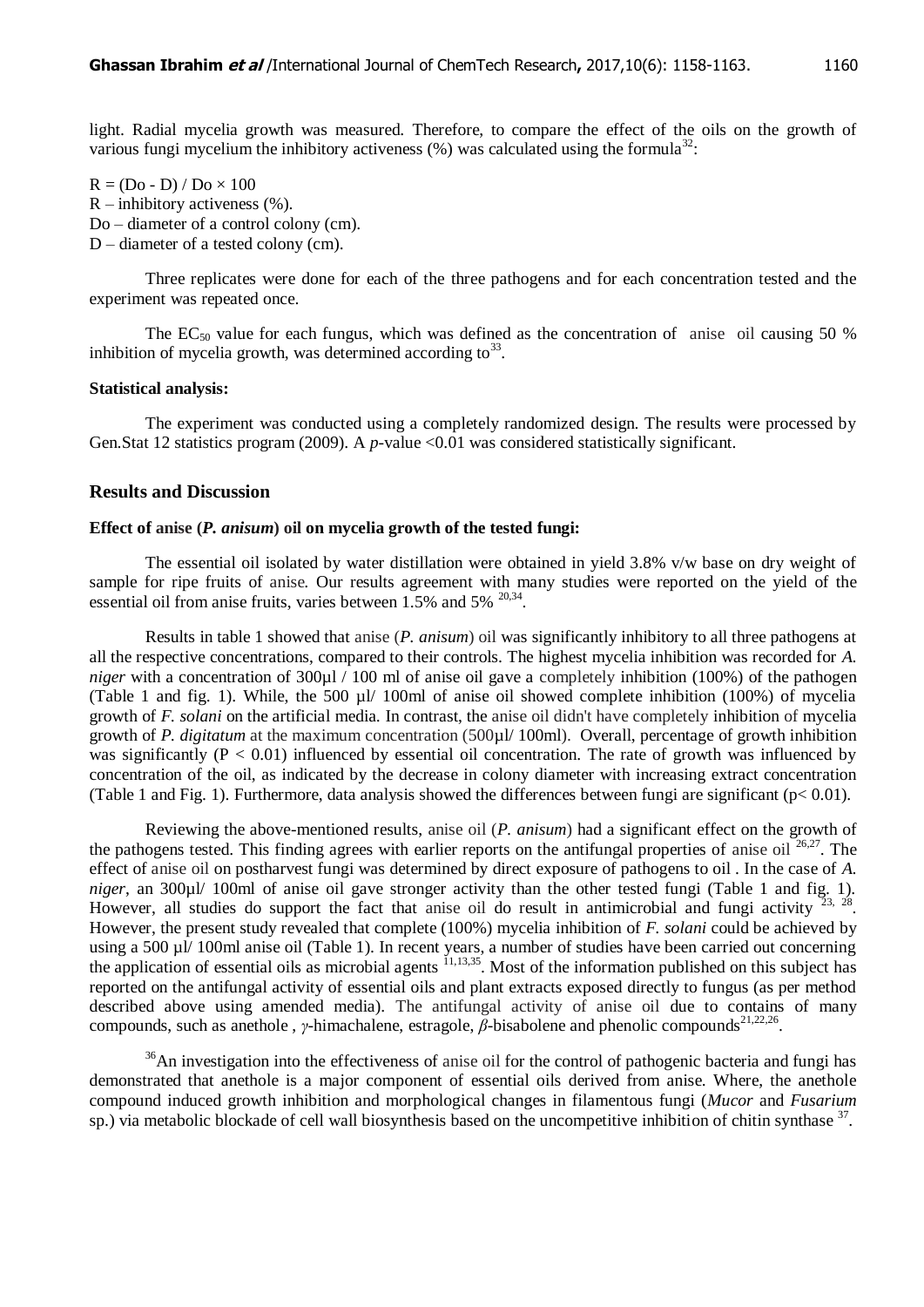light. Radial mycelia growth was measured. Therefore, to compare the effect of the oils on the growth of various fungi mycelium the inhibitory activeness (%) was calculated using the formula[32]:

$R = (Do - D) / Do \times 100$

R – inhibitory activeness (%).

Do – diameter of a control colony (cm).

D – diameter of a tested colony (cm).

Three replicates were done for each of the three pathogens and for each concentration tested and the experiment was repeated once.

The $EC_{50}$ value for each fungus, which was defined as the concentration of anise oil causing 50 % inhibition of mycelia growth, was determined according to[33].

**Statistical analysis:**

The experiment was conducted using a completely randomized design. The results were processed by Gen.Stat 12 statistics program (2009). A *p*-value <0.01 was considered statistically significant.

## Results and Discussion

**Effect of anise (*P. anisum*) oil on mycelia growth of the tested fungi:**

The essential oil isolated by water distillation were obtained in yield 3.8% v/w base on dry weight of sample for ripe fruits of anise. Our results agreement with many studies were reported on the yield of the essential oil from anise fruits, varies between 1.5% and 5% [20,34].

Results in table 1 showed that anise (*P. anisum*) oil was significantly inhibitory to all three pathogens at all the respective concentrations, compared to their controls. The highest mycelia inhibition was recorded for *A. niger* with a concentration of 300µl / 100 ml of anise oil gave a completely inhibition (100%) of the pathogen (Table 1 and fig. 1). While, the 500 µl/ 100ml of anise oil showed complete inhibition (100%) of mycelia growth of *F. solani* on the artificial media. In contrast, the anise oil didn't have completely inhibition of mycelia growth of *P. digitatum* at the maximum concentration (500µl/ 100ml). Overall, percentage of growth inhibition was significantly ($P < 0.01$) influenced by essential oil concentration. The rate of growth was influenced by concentration of the oil, as indicated by the decrease in colony diameter with increasing extract concentration (Table 1 and Fig. 1). Furthermore, data analysis showed the differences between fungi are significant ($p< 0.01$).

Reviewing the above-mentioned results, anise oil (*P. anisum*) had a significant effect on the growth of the pathogens tested. This finding agrees with earlier reports on the antifungal properties of anise oil [26,27]. The effect of anise oil on postharvest fungi was determined by direct exposure of pathogens to oil . In the case of *A. niger*, an 300µl/ 100ml of anise oil gave stronger activity than the other tested fungi (Table 1 and fig. 1). However, all studies do support the fact that anise oil do result in antimicrobial and fungi activity [23, 28]. However, the present study revealed that complete (100%) mycelia inhibition of *F. solani* could be achieved by using a 500 µl/ 100ml anise oil (Table 1). In recent years, a number of studies have been carried out concerning the application of essential oils as microbial agents [11,13,35]. Most of the information published on this subject has reported on the antifungal activity of essential oils and plant extracts exposed directly to fungus (as per method described above using amended media). The antifungal activity of anise oil due to contains of many compounds, such as anethole , *γ*-himachalene, estragole, *β*-bisabolene and phenolic compounds[21,22,26].

[36]An investigation into the effectiveness of anise oil for the control of pathogenic bacteria and fungi has demonstrated that anethole is a major component of essential oils derived from anise. Where, the anethole compound induced growth inhibition and morphological changes in filamentous fungi (*Mucor* and *Fusarium* sp.) via metabolic blockade of cell wall biosynthesis based on the uncompetitive inhibition of chitin synthase [37].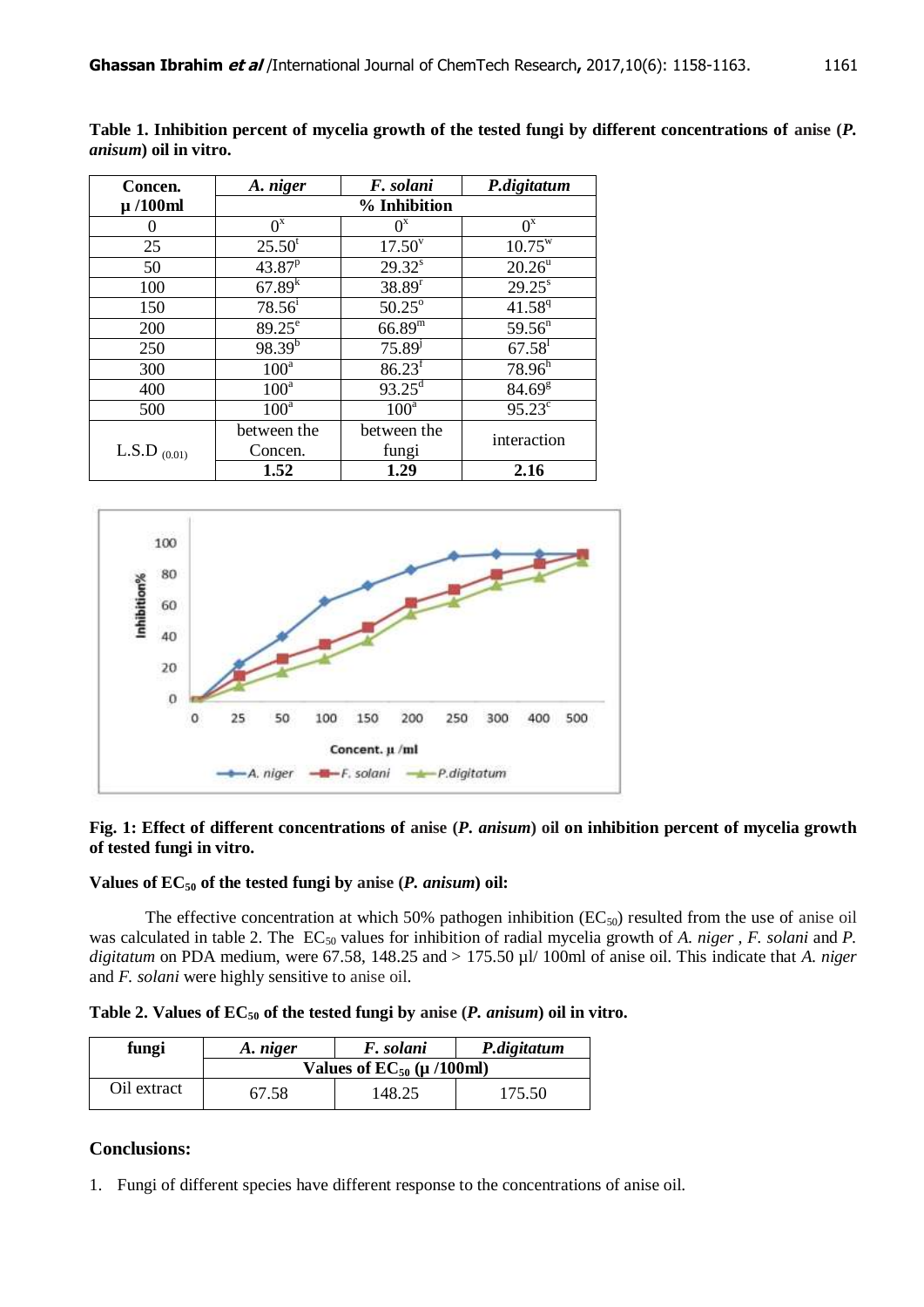**Table 1. Inhibition percent of mycelia growth of the tested fungi by different concentrations of anise (*P. anisum*) oil in vitro.**

| Concen. µ /100ml | *A. niger* | *F. solani* | *P.digitatum* |
|---|---|---|---|
| | % Inhibition | | |
| 0 | $0^{x}$ | $0^{x}$ | $0^{x}$ |
| 25 | $25.50^{t}$ | $17.50^{v}$ | $10.75^{w}$ |
| 50 | $43.87^{p}$ | $29.32^{s}$ | $20.26^{u}$ |
| 100 | $67.89^{k}$ | $38.89^{r}$ | $29.25^{s}$ |
| 150 | $78.56^{i}$ | $50.25^{o}$ | $41.58^{q}$ |
| 200 | $89.25^{e}$ | $66.89^{m}$ | $59.56^{n}$ |
| 250 | $98.39^{b}$ | $75.89^{j}$ | $67.58^{l}$ |
| 300 | $100^{a}$ | $86.23^{f}$ | $78.96^{h}$ |
| 400 | $100^{a}$ | $93.25^{d}$ | $84.69^{g}$ |
| 500 | $100^{a}$ | $100^{a}$ | $95.23^{c}$ |
| $L.S.D_{(0.01)}$ | between the Concen. | between the fungi | interaction |
| | **1.52** | **1.29** | **2.16** |

**Fig. 1: Effect of different concentrations of anise (*P. anisum*) oil on inhibition percent of mycelia growth of tested fungi in vitro.**

**Values of $EC_{50}$ of the tested fungi by anise (*P. anisum*) oil:**

The effective concentration at which 50% pathogen inhibition ($EC_{50}$) resulted from the use of anise oil was calculated in table 2. The $EC_{50}$ values for inhibition of radial mycelia growth of *A. niger* , *F. solani* and *P. digitatum* on PDA medium, were 67.58, 148.25 and > 175.50 µl/ 100ml of anise oil. This indicate that *A. niger* and *F. solani* were highly sensitive to anise oil.

**Table 2. Values of $EC_{50}$ of the tested fungi by anise (*P. anisum*) oil in vitro.**

| fungi | *A. niger* | *F. solani* | *P.digitatum* |
|---|---|---|---|
| | Values of $EC_{50}$ (µ /100ml) | | |
| Oil extract | 67.58 | 148.25 | 175.50 |

## Conclusions:

1. Fungi of different species have different response to the concentrations of anise oil.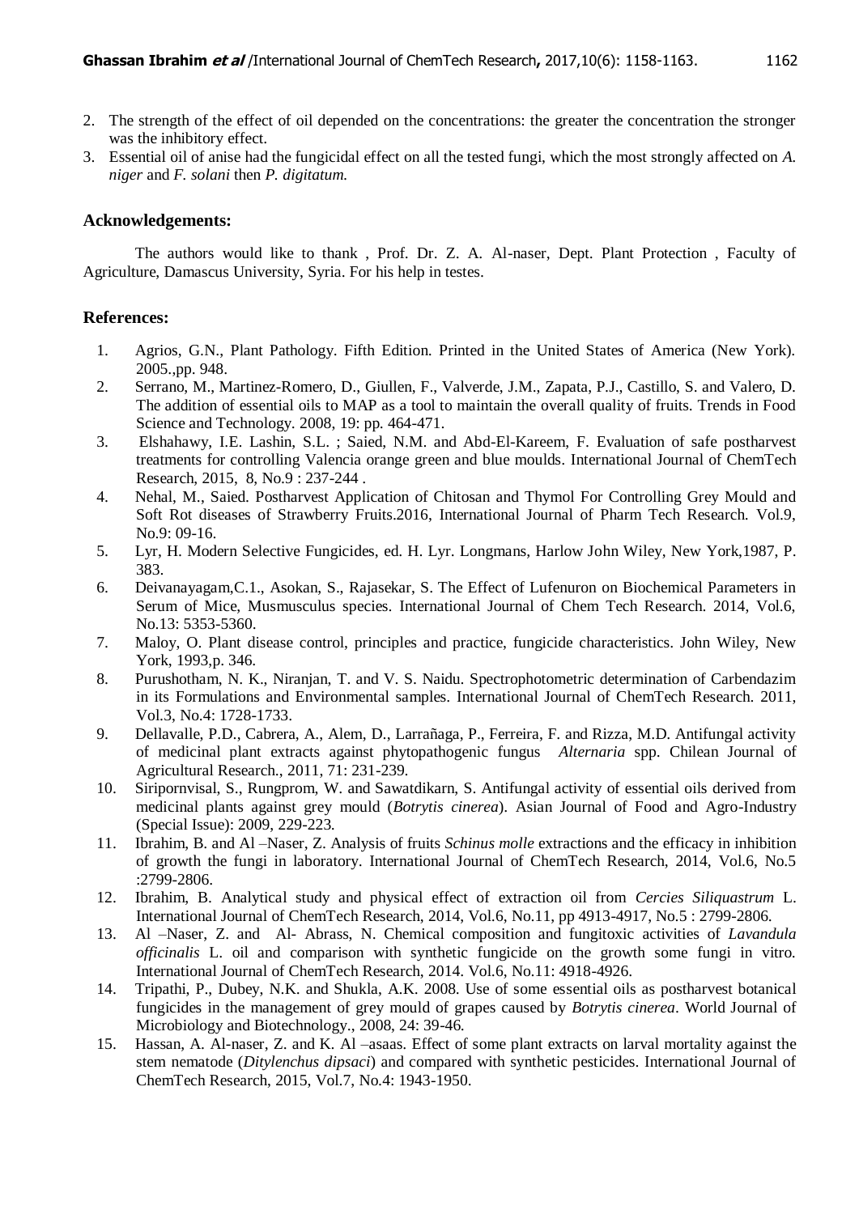2. The strength of the effect of oil depended on the concentrations: the greater the concentration the stronger was the inhibitory effect.
3. Essential oil of anise had the fungicidal effect on all the tested fungi, which the most strongly affected on *A. niger* and *F. solani* then *P. digitatum.*

## Acknowledgements:

The authors would like to thank , Prof. Dr. Z. A. Al-naser, Dept. Plant Protection , Faculty of Agriculture, Damascus University, Syria. For his help in testes.

## References:

1. Agrios, G.N., Plant Pathology. Fifth Edition. Printed in the United States of America (New York). 2005.,pp. 948.
2. Serrano, M., Martinez-Romero, D., Giullen, F., Valverde, J.M., Zapata, P.J., Castillo, S. and Valero, D. The addition of essential oils to MAP as a tool to maintain the overall quality of fruits. Trends in Food Science and Technology. 2008, 19: pp. 464-471.
3. Elshahawy, I.E. Lashin, S.L. ; Saied, N.M. and Abd-El-Kareem, F. Evaluation of safe postharvest treatments for controlling Valencia orange green and blue moulds. International Journal of ChemTech Research, 2015, 8, No.9 : 237-244 .
4. Nehal, M., Saied. Postharvest Application of Chitosan and Thymol For Controlling Grey Mould and Soft Rot diseases of Strawberry Fruits.2016, International Journal of Pharm Tech Research. Vol.9, No.9: 09-16.
5. Lyr, H. Modern Selective Fungicides, ed. H. Lyr. Longmans, Harlow John Wiley, New York,1987, P. 383.
6. Deivanayagam,C.1., Asokan, S., Rajasekar, S. The Effect of Lufenuron on Biochemical Parameters in Serum of Mice, Musmusculus species. International Journal of Chem Tech Research. 2014, Vol.6, No.13: 5353-5360.
7. Maloy, O. Plant disease control, principles and practice, fungicide characteristics. John Wiley, New York, 1993,p. 346.
8. Purushotham, N. K., Niranjan, T. and V. S. Naidu. Spectrophotometric determination of Carbendazim in its Formulations and Environmental samples. International Journal of ChemTech Research. 2011, Vol.3, No.4: 1728-1733.
9. Dellavalle, P.D., Cabrera, A., Alem, D., Larrañaga, P., Ferreira, F. and Rizza, M.D. Antifungal activity of medicinal plant extracts against phytopathogenic fungus *Alternaria* spp. Chilean Journal of Agricultural Research., 2011, 71: 231-239.
10. Siripornvisal, S., Rungprom, W. and Sawatdikarn, S. Antifungal activity of essential oils derived from medicinal plants against grey mould (*Botrytis cinerea*). Asian Journal of Food and Agro-Industry (Special Issue): 2009, 229-223.
11. Ibrahim, B. and Al –Naser, Z. Analysis of fruits *Schinus molle* extractions and the efficacy in inhibition of growth the fungi in laboratory. International Journal of ChemTech Research, 2014, Vol.6, No.5 :2799-2806.
12. Ibrahim, B. Analytical study and physical effect of extraction oil from *Cercies Siliquastrum* L. International Journal of ChemTech Research, 2014, Vol.6, No.11, pp 4913-4917, No.5 : 2799-2806.
13. Al –Naser, Z. and Al- Abrass, N. Chemical composition and fungitoxic activities of *Lavandula officinalis* L. oil and comparison with synthetic fungicide on the growth some fungi in vitro. International Journal of ChemTech Research, 2014. Vol.6, No.11: 4918-4926.
14. Tripathi, P., Dubey, N.K. and Shukla, A.K. 2008. Use of some essential oils as postharvest botanical fungicides in the management of grey mould of grapes caused by *Botrytis cinerea*. World Journal of Microbiology and Biotechnology., 2008, 24: 39-46.
15. Hassan, A. Al-naser, Z. and K. Al –asaas. Effect of some plant extracts on larval mortality against the stem nematode (*Ditylenchus dipsaci*) and compared with synthetic pesticides. International Journal of ChemTech Research, 2015, Vol.7, No.4: 1943-1950.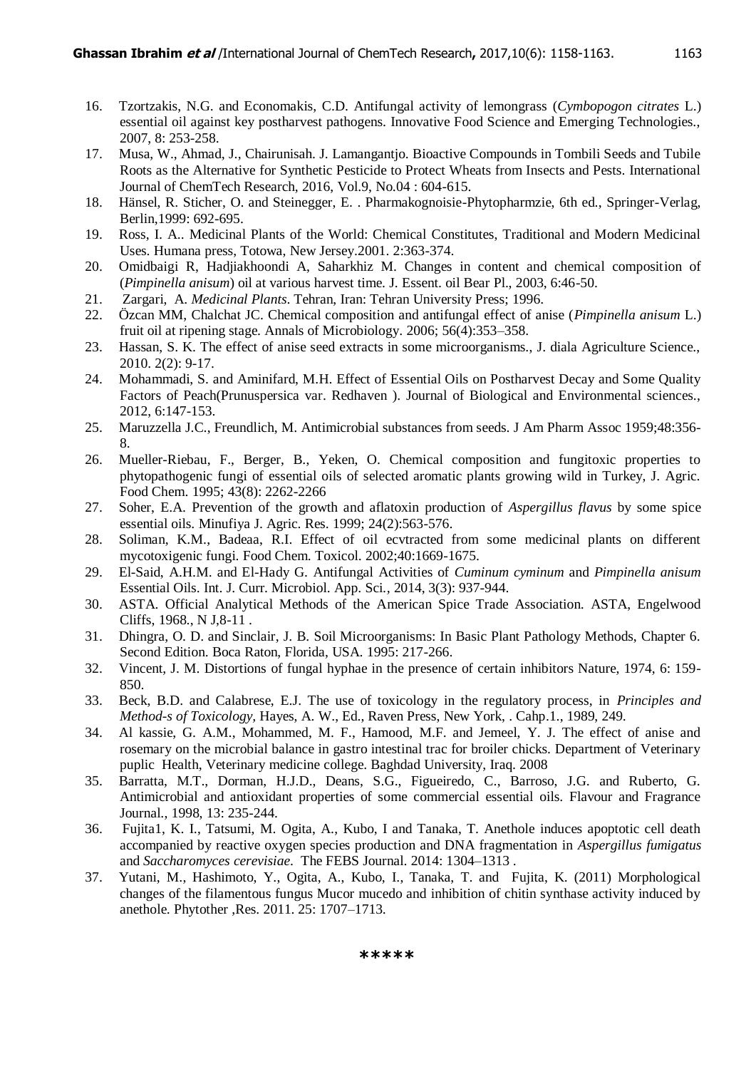16. Tzortzakis, N.G. and Economakis, C.D. Antifungal activity of lemongrass (*Cymbopogon citrates* L.) essential oil against key postharvest pathogens. Innovative Food Science and Emerging Technologies., 2007, 8: 253-258.
17. Musa, W., Ahmad, J., Chairunisah. J. Lamangantjo. Bioactive Compounds in Tombili Seeds and Tubile Roots as the Alternative for Synthetic Pesticide to Protect Wheats from Insects and Pests. International Journal of ChemTech Research, 2016, Vol.9, No.04 : 604-615.
18. Hänsel, R. Sticher, O. and Steinegger, E. . Pharmakognoisie-Phytopharmzie, 6th ed., Springer-Verlag, Berlin,1999: 692-695.
19. Ross, I. A.. Medicinal Plants of the World: Chemical Constitutes, Traditional and Modern Medicinal Uses. Humana press, Totowa, New Jersey.2001. 2:363-374.
20. Omidbaigi R, Hadjiakhoondi A, Saharkhiz M. Changes in content and chemical composition of (*Pimpinella anisum*) oil at various harvest time. J. Essent. oil Bear Pl., 2003, 6:46-50.
21. Zargari, A. *Medicinal Plants*. Tehran, Iran: Tehran University Press; 1996.
22. Özcan MM, Chalchat JC. Chemical composition and antifungal effect of anise (*Pimpinella anisum* L.) fruit oil at ripening stage. Annals of Microbiology. 2006; 56(4):353–358.
23. Hassan, S. K. The effect of anise seed extracts in some microorganisms., J. diala Agriculture Science., 2010. 2(2): 9-17.
24. Mohammadi, S. and Aminifard, M.H. Effect of Essential Oils on Postharvest Decay and Some Quality Factors of Peach(Prunuspersica var. Redhaven ). Journal of Biological and Environmental sciences., 2012, 6:147-153.
25. Maruzzella J.C., Freundlich, M. Antimicrobial substances from seeds. J Am Pharm Assoc 1959;48:356-8.
26. Mueller-Riebau, F., Berger, B., Yeken, O. Chemical composition and fungitoxic properties to phytopathogenic fungi of essential oils of selected aromatic plants growing wild in Turkey, J. Agric. Food Chem. 1995; 43(8): 2262-2266
27. Soher, E.A. Prevention of the growth and aflatoxin production of *Aspergillus flavus* by some spice essential oils. Minufiya J. Agric. Res. 1999; 24(2):563-576.
28. Soliman, K.M., Badeaa, R.I. Effect of oil ecvtracted from some medicinal plants on different mycotoxigenic fungi. Food Chem. Toxicol. 2002;40:1669-1675.
29. El-Said, A.H.M. and El-Hady G. Antifungal Activities of *Cuminum cyminum* and *Pimpinella anisum* Essential Oils. Int. J. Curr. Microbiol. App. Sci., 2014, 3(3): 937-944.
30. ASTA. Official Analytical Methods of the American Spice Trade Association. ASTA, Engelwood Cliffs, 1968., N J,8-11 .
31. Dhingra, O. D. and Sinclair, J. B. Soil Microorganisms: In Basic Plant Pathology Methods, Chapter 6. Second Edition. Boca Raton, Florida, USA. 1995: 217-266.
32. Vincent, J. M. Distortions of fungal hyphae in the presence of certain inhibitors Nature, 1974, 6: 159-850.
33. Beck, B.D. and Calabrese, E.J. The use of toxicology in the regulatory process, in *Principles and Method-s of Toxicology,* Hayes, A. W., Ed., Raven Press, New York, . Cahp.1., 1989, 249.
34. Al kassie, G. A.M., Mohammed, M. F., Hamood, M.F. and Jemeel, Y. J. The effect of anise and rosemary on the microbial balance in gastro intestinal trac for broiler chicks. Department of Veterinary puplic Health, Veterinary medicine college. Baghdad University, Iraq. 2008
35. Barratta, M.T., Dorman, H.J.D., Deans, S.G., Figueiredo, C., Barroso, J.G. and Ruberto, G. Antimicrobial and antioxidant properties of some commercial essential oils. Flavour and Fragrance Journal., 1998, 13: 235-244.
36. Fujita1, K. I., Tatsumi, M. Ogita, A., Kubo, I and Tanaka, T. Anethole induces apoptotic cell death accompanied by reactive oxygen species production and DNA fragmentation in *Aspergillus fumigatus* and *Saccharomyces cerevisiae*. The FEBS Journal. 2014: 1304–1313 .
37. Yutani, M., Hashimoto, Y., Ogita, A., Kubo, I., Tanaka, T. and Fujita, K. (2011) Morphological changes of the filamentous fungus Mucor mucedo and inhibition of chitin synthase activity induced by anethole. Phytother ,Res. 2011. 25: 1707–1713.

*****